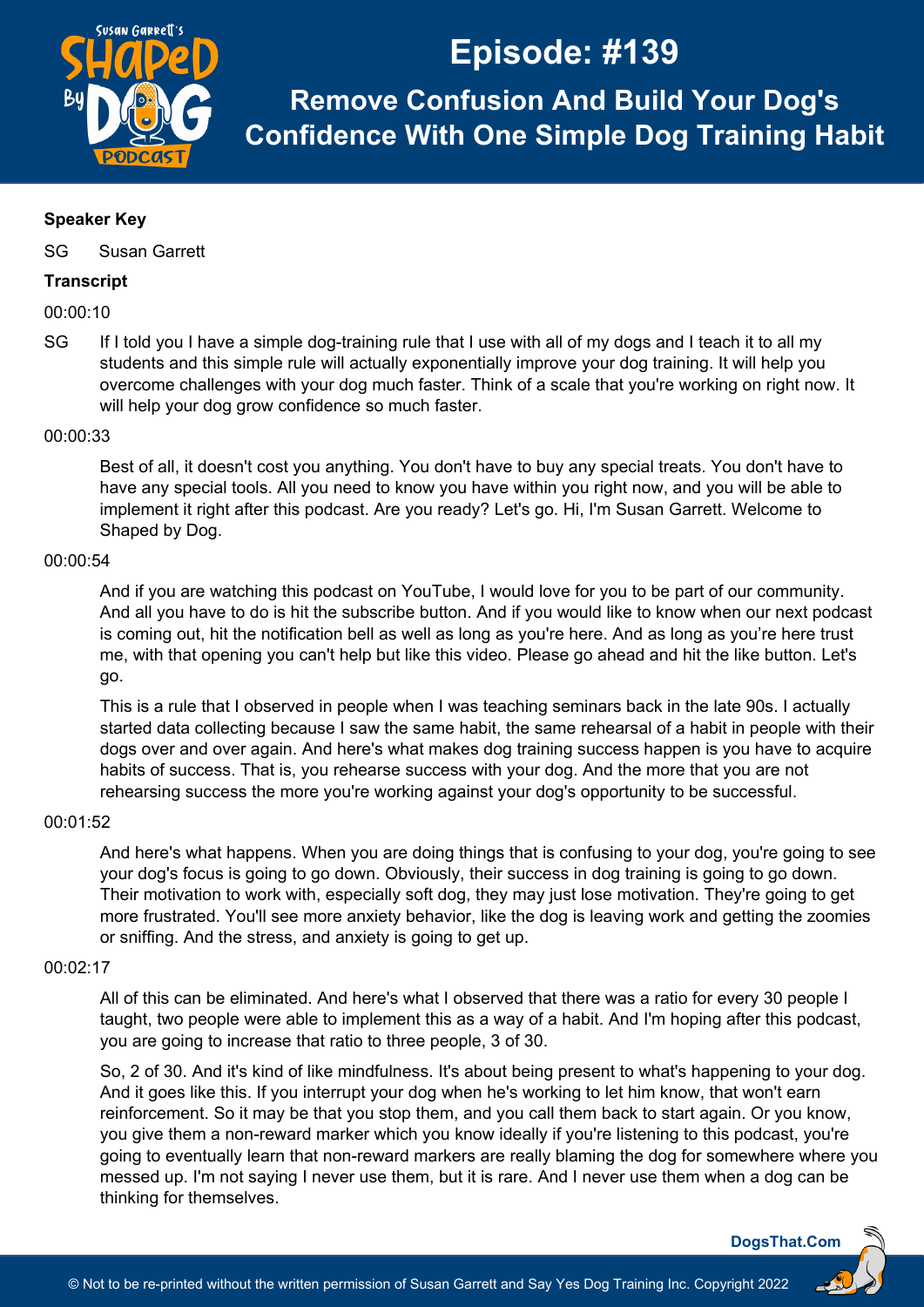# Episode: #139

## Remove Confusion And Build Your Dog's Confidence With One Simple Dog Training Habit

**Speaker Key**

SG Susan Garrett

**Transcript**

00:00:10

SG If I told you I have a simple dog-training rule that I use with all of my dogs and I teach it to all my students and this simple rule will actually exponentially improve your dog training. It will help you overcome challenges with your dog much faster. Think of a scale that you're working on right now. It will help your dog grow confidence so much faster.

00:00:33

Best of all, it doesn't cost you anything. You don't have to buy any special treats. You don't have to have any special tools. All you need to know you have within you right now, and you will be able to implement it right after this podcast. Are you ready? Let's go. Hi, I'm Susan Garrett. Welcome to Shaped by Dog.

00:00:54

And if you are watching this podcast on YouTube, I would love for you to be part of our community. And all you have to do is hit the subscribe button. And if you would like to know when our next podcast is coming out, hit the notification bell as well as long as you're here. And as long as you're here trust me, with that opening you can't help but like this video. Please go ahead and hit the like button. Let's go.

This is a rule that I observed in people when I was teaching seminars back in the late 90s. I actually started data collecting because I saw the same habit, the same rehearsal of a habit in people with their dogs over and over again. And here's what makes dog training success happen is you have to acquire habits of success. That is, you rehearse success with your dog. And the more that you are not rehearsing success the more you're working against your dog's opportunity to be successful.

00:01:52

And here's what happens. When you are doing things that is confusing to your dog, you're going to see your dog's focus is going to go down. Obviously, their success in dog training is going to go down. Their motivation to work with, especially soft dog, they may just lose motivation. They're going to get more frustrated. You'll see more anxiety behavior, like the dog is leaving work and getting the zoomies or sniffing. And the stress, and anxiety is going to get up.

00:02:17

All of this can be eliminated. And here's what I observed that there was a ratio for every 30 people I taught, two people were able to implement this as a way of a habit. And I'm hoping after this podcast, you are going to increase that ratio to three people, 3 of 30.

So, 2 of 30. And it's kind of like mindfulness. It's about being present to what's happening to your dog. And it goes like this. If you interrupt your dog when he's working to let him know, that won't earn reinforcement. So it may be that you stop them, and you call them back to start again. Or you know, you give them a non-reward marker which you know ideally if you're listening to this podcast, you're going to eventually learn that non-reward markers are really blaming the dog for somewhere where you messed up. I'm not saying I never use them, but it is rare. And I never use them when a dog can be thinking for themselves.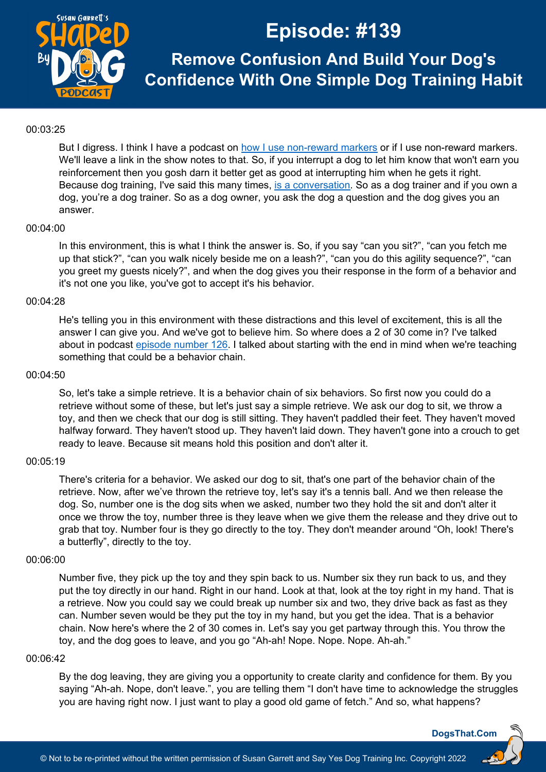00:03:25

But I digress. I think I have a podcast on how I use non-reward markers or if I use non-reward markers. We'll leave a link in the show notes to that. So, if you interrupt a dog to let him know that won't earn you reinforcement then you gosh darn it better get as good at interrupting him when he gets it right. Because dog training, I've said this many times, is a conversation. So as a dog trainer and if you own a dog, you're a dog trainer. So as a dog owner, you ask the dog a question and the dog gives you an answer.

00:04:00

In this environment, this is what I think the answer is. So, if you say "can you sit?", "can you fetch me up that stick?", "can you walk nicely beside me on a leash?", "can you do this agility sequence?", "can you greet my guests nicely?", and when the dog gives you their response in the form of a behavior and it's not one you like, you've got to accept it's his behavior.

00:04:28

He's telling you in this environment with these distractions and this level of excitement, this is all the answer I can give you. And we've got to believe him. So where does a 2 of 30 come in? I've talked about in podcast episode number 126. I talked about starting with the end in mind when we're teaching something that could be a behavior chain.

00:04:50

So, let's take a simple retrieve. It is a behavior chain of six behaviors. So first now you could do a retrieve without some of these, but let's just say a simple retrieve. We ask our dog to sit, we throw a toy, and then we check that our dog is still sitting. They haven't paddled their feet. They haven't moved halfway forward. They haven't stood up. They haven't laid down. They haven't gone into a crouch to get ready to leave. Because sit means hold this position and don't alter it.

00:05:19

There's criteria for a behavior. We asked our dog to sit, that's one part of the behavior chain of the retrieve. Now, after we've thrown the retrieve toy, let's say it's a tennis ball. And we then release the dog. So, number one is the dog sits when we asked, number two they hold the sit and don't alter it once we throw the toy, number three is they leave when we give them the release and they drive out to grab that toy. Number four is they go directly to the toy. They don't meander around "Oh, look! There's a butterfly", directly to the toy.

00:06:00

Number five, they pick up the toy and they spin back to us. Number six they run back to us, and they put the toy directly in our hand. Right in our hand. Look at that, look at the toy right in my hand. That is a retrieve. Now you could say we could break up number six and two, they drive back as fast as they can. Number seven would be they put the toy in my hand, but you get the idea. That is a behavior chain. Now here's where the 2 of 30 comes in. Let's say you get partway through this. You throw the toy, and the dog goes to leave, and you go "Ah-ah! Nope. Nope. Nope. Ah-ah."

00:06:42

By the dog leaving, they are giving you a opportunity to create clarity and confidence for them. By you saying "Ah-ah. Nope, don't leave.", you are telling them "I don't have time to acknowledge the struggles you are having right now. I just want to play a good old game of fetch." And so, what happens?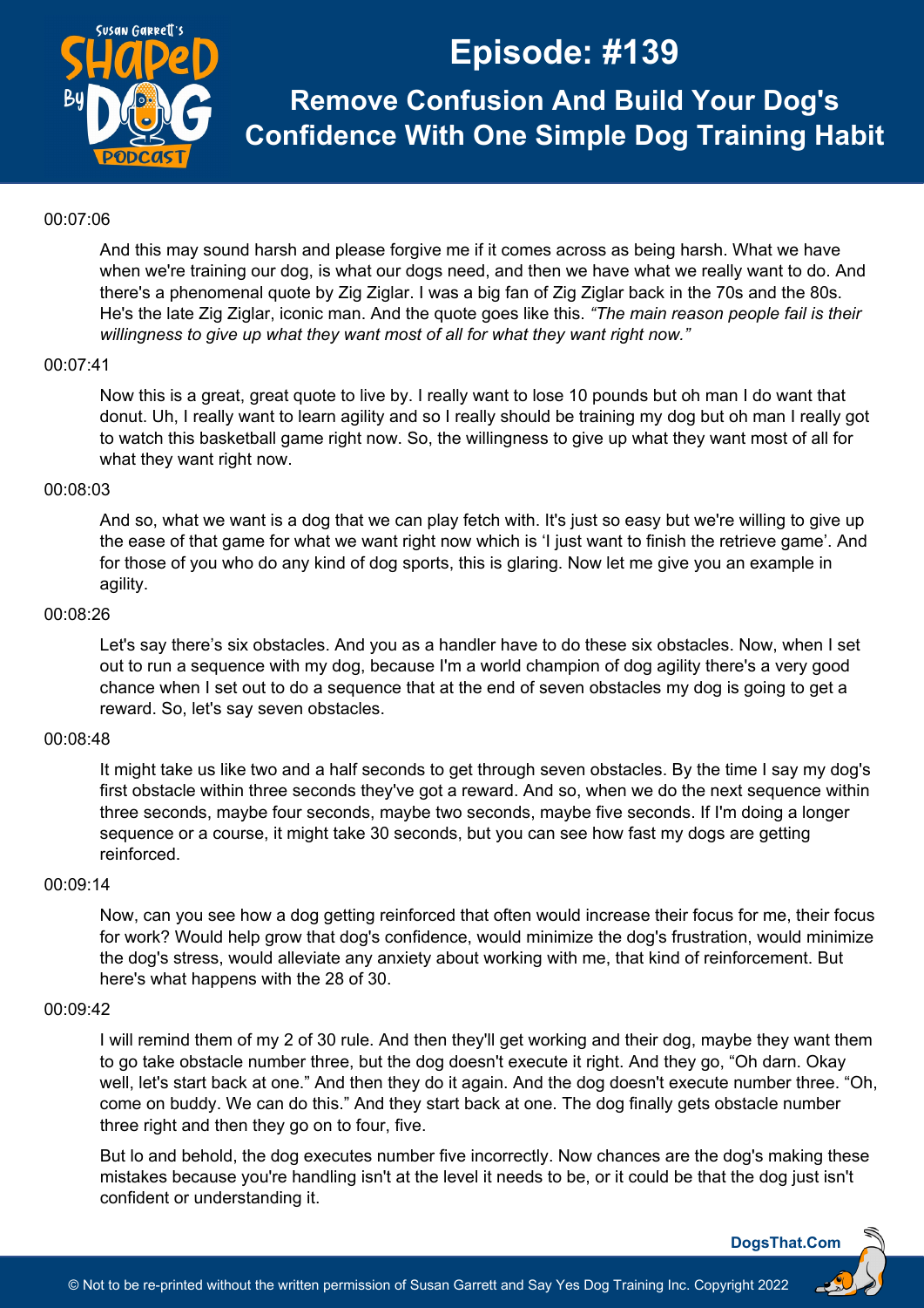00:07:06

And this may sound harsh and please forgive me if it comes across as being harsh. What we have when we're training our dog, is what our dogs need, and then we have what we really want to do. And there's a phenomenal quote by Zig Ziglar. I was a big fan of Zig Ziglar back in the 70s and the 80s. He's the late Zig Ziglar, iconic man. And the quote goes like this. *"The main reason people fail is their willingness to give up what they want most of all for what they want right now."*

00:07:41

Now this is a great, great quote to live by. I really want to lose 10 pounds but oh man I do want that donut. Uh, I really want to learn agility and so I really should be training my dog but oh man I really got to watch this basketball game right now. So, the willingness to give up what they want most of all for what they want right now.

00:08:03

And so, what we want is a dog that we can play fetch with. It's just so easy but we're willing to give up the ease of that game for what we want right now which is 'I just want to finish the retrieve game'. And for those of you who do any kind of dog sports, this is glaring. Now let me give you an example in agility.

00:08:26

Let's say there's six obstacles. And you as a handler have to do these six obstacles. Now, when I set out to run a sequence with my dog, because I'm a world champion of dog agility there's a very good chance when I set out to do a sequence that at the end of seven obstacles my dog is going to get a reward. So, let's say seven obstacles.

00:08:48

It might take us like two and a half seconds to get through seven obstacles. By the time I say my dog's first obstacle within three seconds they've got a reward. And so, when we do the next sequence within three seconds, maybe four seconds, maybe two seconds, maybe five seconds. If I'm doing a longer sequence or a course, it might take 30 seconds, but you can see how fast my dogs are getting reinforced.

00:09:14

Now, can you see how a dog getting reinforced that often would increase their focus for me, their focus for work? Would help grow that dog's confidence, would minimize the dog's frustration, would minimize the dog's stress, would alleviate any anxiety about working with me, that kind of reinforcement. But here's what happens with the 28 of 30.

00:09:42

I will remind them of my 2 of 30 rule. And then they'll get working and their dog, maybe they want them to go take obstacle number three, but the dog doesn't execute it right. And they go, "Oh darn. Okay well, let's start back at one." And then they do it again. And the dog doesn't execute number three. "Oh, come on buddy. We can do this." And they start back at one. The dog finally gets obstacle number three right and then they go on to four, five.

But lo and behold, the dog executes number five incorrectly. Now chances are the dog's making these mistakes because you're handling isn't at the level it needs to be, or it could be that the dog just isn't confident or understanding it.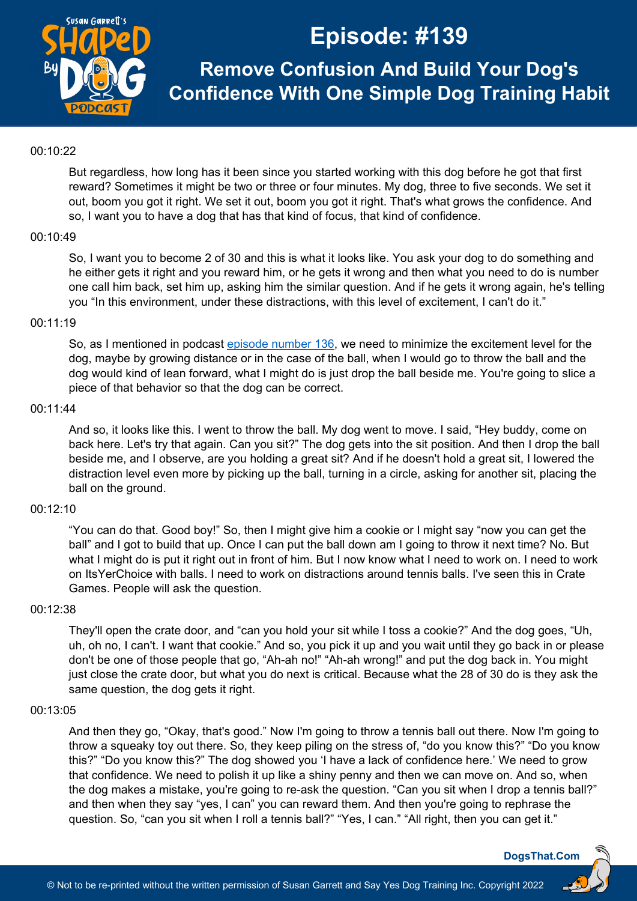00:10:22

But regardless, how long has it been since you started working with this dog before he got that first reward? Sometimes it might be two or three or four minutes. My dog, three to five seconds. We set it out, boom you got it right. We set it out, boom you got it right. That's what grows the confidence. And so, I want you to have a dog that has that kind of focus, that kind of confidence.

00:10:49

So, I want you to become 2 of 30 and this is what it looks like. You ask your dog to do something and he either gets it right and you reward him, or he gets it wrong and then what you need to do is number one call him back, set him up, asking him the similar question. And if he gets it wrong again, he's telling you "In this environment, under these distractions, with this level of excitement, I can't do it."

00:11:19

So, as I mentioned in podcast episode number 136, we need to minimize the excitement level for the dog, maybe by growing distance or in the case of the ball, when I would go to throw the ball and the dog would kind of lean forward, what I might do is just drop the ball beside me. You're going to slice a piece of that behavior so that the dog can be correct.

00:11:44

And so, it looks like this. I went to throw the ball. My dog went to move. I said, "Hey buddy, come on back here. Let's try that again. Can you sit?" The dog gets into the sit position. And then I drop the ball beside me, and I observe, are you holding a great sit? And if he doesn't hold a great sit, I lowered the distraction level even more by picking up the ball, turning in a circle, asking for another sit, placing the ball on the ground.

00:12:10

"You can do that. Good boy!" So, then I might give him a cookie or I might say "now you can get the ball" and I got to build that up. Once I can put the ball down am I going to throw it next time? No. But what I might do is put it right out in front of him. But I now know what I need to work on. I need to work on ItsYerChoice with balls. I need to work on distractions around tennis balls. I've seen this in Crate Games. People will ask the question.

00:12:38

They'll open the crate door, and "can you hold your sit while I toss a cookie?" And the dog goes, "Uh, uh, oh no, I can't. I want that cookie." And so, you pick it up and you wait until they go back in or please don't be one of those people that go, "Ah-ah no!" "Ah-ah wrong!" and put the dog back in. You might just close the crate door, but what you do next is critical. Because what the 28 of 30 do is they ask the same question, the dog gets it right.

00:13:05

And then they go, "Okay, that's good." Now I'm going to throw a tennis ball out there. Now I'm going to throw a squeaky toy out there. So, they keep piling on the stress of, "do you know this?" "Do you know this?" "Do you know this?" The dog showed you 'I have a lack of confidence here.' We need to grow that confidence. We need to polish it up like a shiny penny and then we can move on. And so, when the dog makes a mistake, you're going to re-ask the question. "Can you sit when I drop a tennis ball?" and then when they say "yes, I can" you can reward them. And then you're going to rephrase the question. So, "can you sit when I roll a tennis ball?" "Yes, I can." "All right, then you can get it."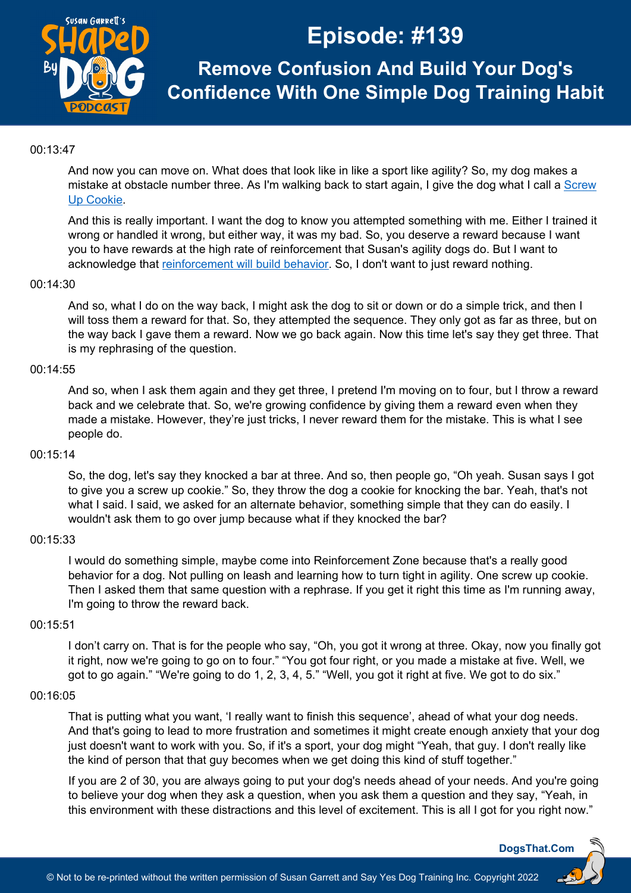00:13:47

And now you can move on. What does that look like in like a sport like agility? So, my dog makes a mistake at obstacle number three. As I'm walking back to start again, I give the dog what I call a Screw Up Cookie.

And this is really important. I want the dog to know you attempted something with me. Either I trained it wrong or handled it wrong, but either way, it was my bad. So, you deserve a reward because I want you to have rewards at the high rate of reinforcement that Susan's agility dogs do. But I want to acknowledge that reinforcement will build behavior. So, I don't want to just reward nothing.

00:14:30

And so, what I do on the way back, I might ask the dog to sit or down or do a simple trick, and then I will toss them a reward for that. So, they attempted the sequence. They only got as far as three, but on the way back I gave them a reward. Now we go back again. Now this time let's say they get three. That is my rephrasing of the question.

00:14:55

And so, when I ask them again and they get three, I pretend I'm moving on to four, but I throw a reward back and we celebrate that. So, we're growing confidence by giving them a reward even when they made a mistake. However, they're just tricks, I never reward them for the mistake. This is what I see people do.

00:15:14

So, the dog, let's say they knocked a bar at three. And so, then people go, "Oh yeah. Susan says I got to give you a screw up cookie." So, they throw the dog a cookie for knocking the bar. Yeah, that's not what I said. I said, we asked for an alternate behavior, something simple that they can do easily. I wouldn't ask them to go over jump because what if they knocked the bar?

00:15:33

I would do something simple, maybe come into Reinforcement Zone because that's a really good behavior for a dog. Not pulling on leash and learning how to turn tight in agility. One screw up cookie. Then I asked them that same question with a rephrase. If you get it right this time as I'm running away, I'm going to throw the reward back.

00:15:51

I don't carry on. That is for the people who say, "Oh, you got it wrong at three. Okay, now you finally got it right, now we're going to go on to four." "You got four right, or you made a mistake at five. Well, we got to go again." "We're going to do 1, 2, 3, 4, 5." "Well, you got it right at five. We got to do six."

00:16:05

That is putting what you want, 'I really want to finish this sequence', ahead of what your dog needs. And that's going to lead to more frustration and sometimes it might create enough anxiety that your dog just doesn't want to work with you. So, if it's a sport, your dog might "Yeah, that guy. I don't really like the kind of person that that guy becomes when we get doing this kind of stuff together."

If you are 2 of 30, you are always going to put your dog's needs ahead of your needs. And you're going to believe your dog when they ask a question, when you ask them a question and they say, "Yeah, in this environment with these distractions and this level of excitement. This is all I got for you right now."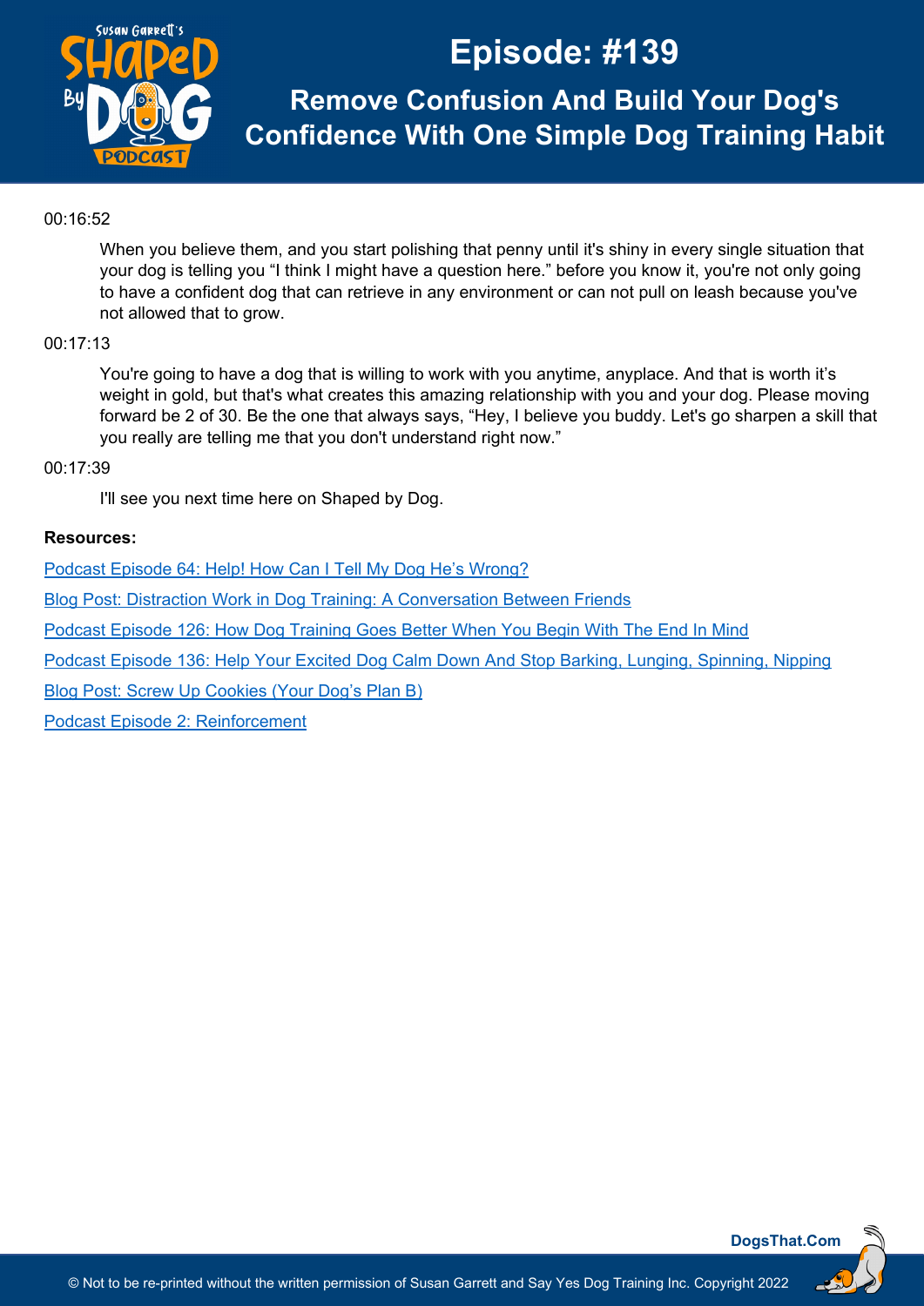00:16:52

When you believe them, and you start polishing that penny until it's shiny in every single situation that your dog is telling you "I think I might have a question here." before you know it, you're not only going to have a confident dog that can retrieve in any environment or can not pull on leash because you've not allowed that to grow.

00:17:13

You're going to have a dog that is willing to work with you anytime, anyplace. And that is worth it's weight in gold, but that's what creates this amazing relationship with you and your dog. Please moving forward be 2 of 30. Be the one that always says, "Hey, I believe you buddy. Let's go sharpen a skill that you really are telling me that you don't understand right now."

00:17:39

I'll see you next time here on Shaped by Dog.

**Resources:**

Podcast Episode 64: Help! How Can I Tell My Dog He's Wrong?

Blog Post: Distraction Work in Dog Training: A Conversation Between Friends

Podcast Episode 126: How Dog Training Goes Better When You Begin With The End In Mind

Podcast Episode 136: Help Your Excited Dog Calm Down And Stop Barking, Lunging, Spinning, Nipping

Blog Post: Screw Up Cookies (Your Dog's Plan B)

Podcast Episode 2: Reinforcement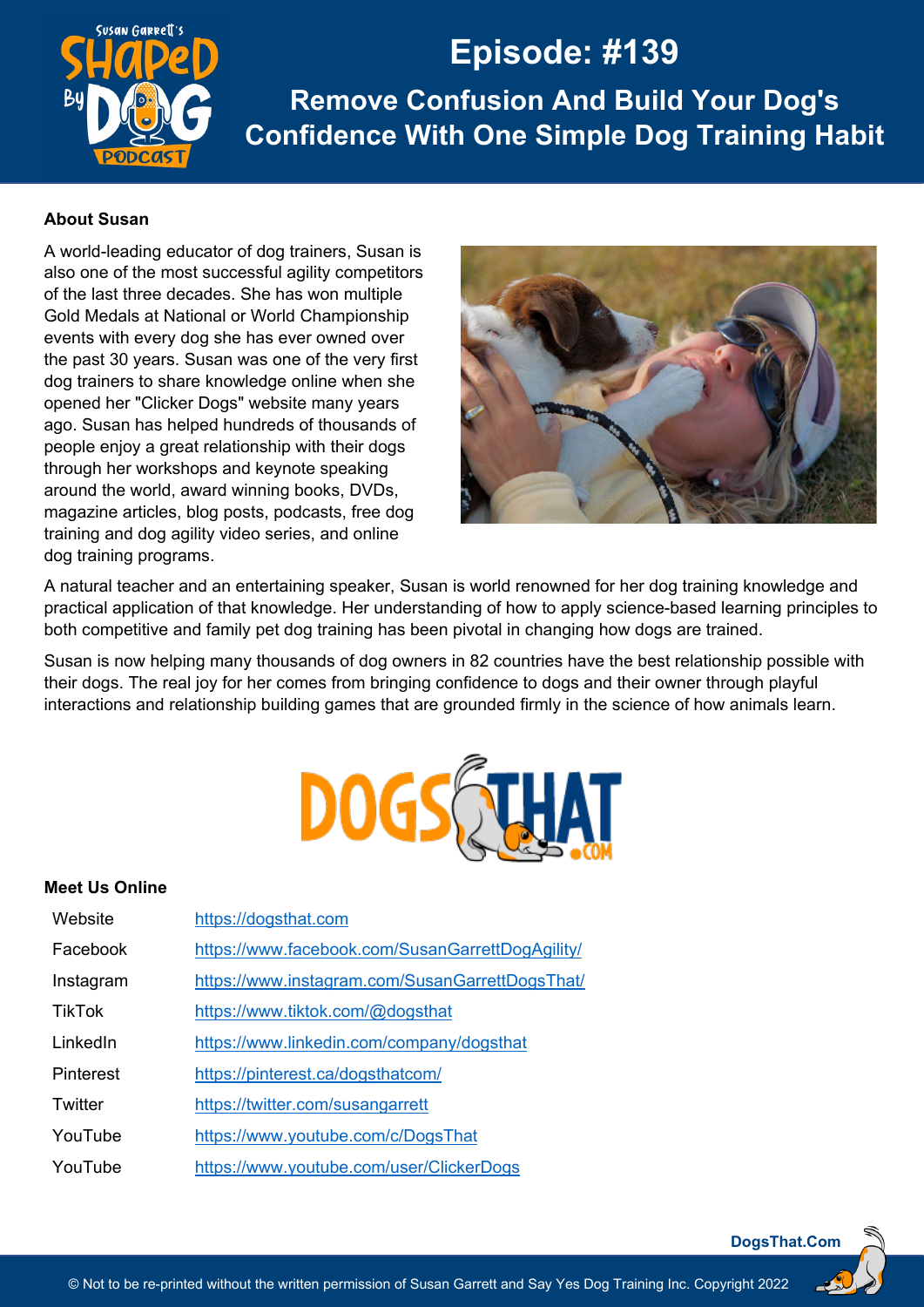# Episode: #139

## Remove Confusion And Build Your Dog's Confidence With One Simple Dog Training Habit

**About Susan**

A world-leading educator of dog trainers, Susan is also one of the most successful agility competitors of the last three decades. She has won multiple Gold Medals at National or World Championship events with every dog she has ever owned over the past 30 years. Susan was one of the very first dog trainers to share knowledge online when she opened her "Clicker Dogs" website many years ago. Susan has helped hundreds of thousands of people enjoy a great relationship with their dogs through her workshops and keynote speaking around the world, award winning books, DVDs, magazine articles, blog posts, podcasts, free dog training and dog agility video series, and online dog training programs.

A natural teacher and an entertaining speaker, Susan is world renowned for her dog training knowledge and practical application of that knowledge. Her understanding of how to apply science-based learning principles to both competitive and family pet dog training has been pivotal in changing how dogs are trained.

Susan is now helping many thousands of dog owners in 82 countries have the best relationship possible with their dogs. The real joy for her comes from bringing confidence to dogs and their owner through playful interactions and relationship building games that are grounded firmly in the science of how animals learn.

**Meet Us Online**

| | |
|---|---|
| Website | https://dogsthat.com |
| Facebook | https://www.facebook.com/SusanGarrettDogAgility/ |
| Instagram | https://www.instagram.com/SusanGarrettDogsThat/ |
| TikTok | https://www.tiktok.com/@dogsthat |
| LinkedIn | https://www.linkedin.com/company/dogsthat |
| Pinterest | https://pinterest.ca/dogsthatcom/ |
| Twitter | https://twitter.com/susangarrett |
| YouTube | https://www.youtube.com/c/DogsThat |
| YouTube | https://www.youtube.com/user/ClickerDogs |

© Not to be re-printed without the written permission of Susan Garrett and Say Yes Dog Training Inc. Copyright 2022